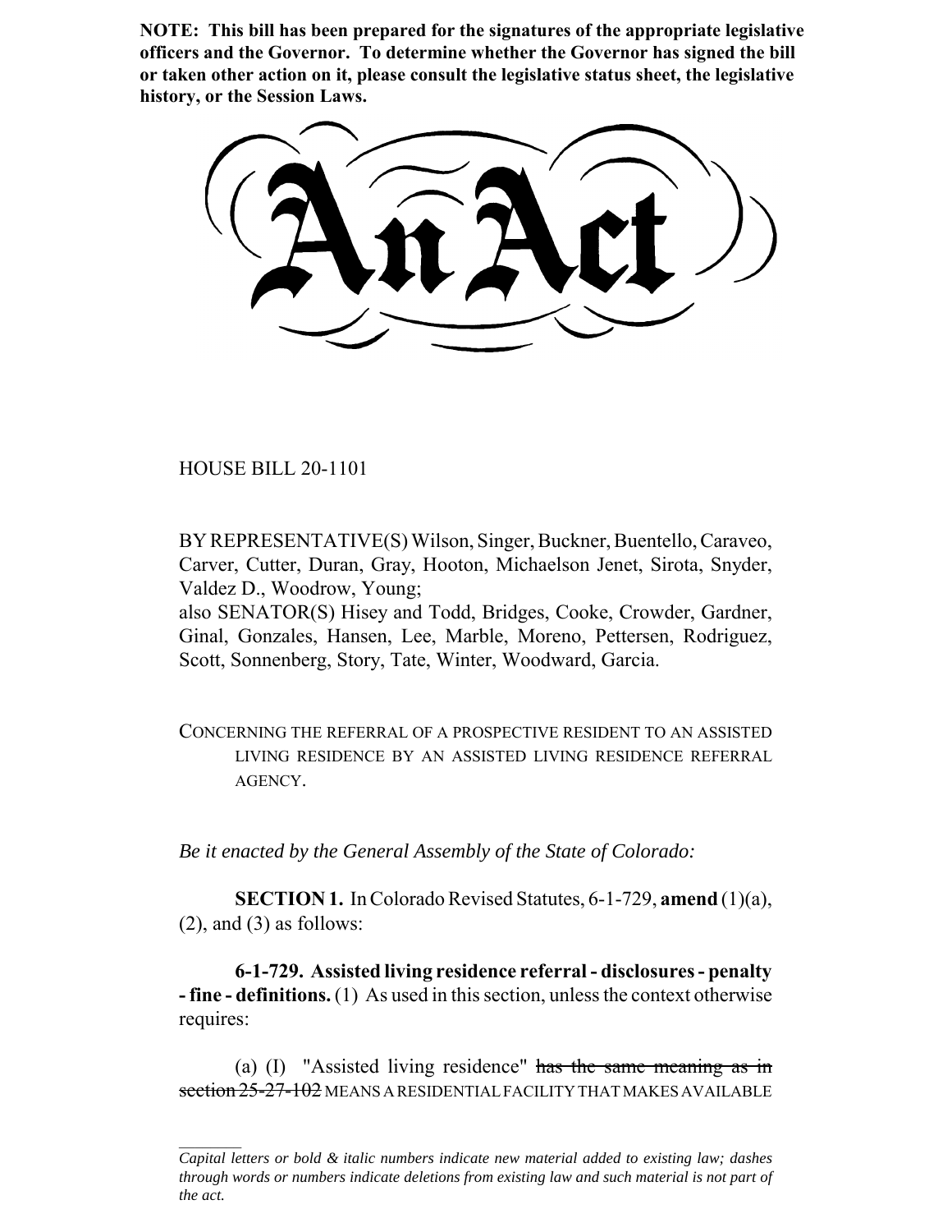**NOTE: This bill has been prepared for the signatures of the appropriate legislative officers and the Governor. To determine whether the Governor has signed the bill or taken other action on it, please consult the legislative status sheet, the legislative history, or the Session Laws.**

# An Act

HOUSE BILL 20-1101

BY REPRESENTATIVE(S) Wilson, Singer, Buckner, Buentello, Caraveo, Carver, Cutter, Duran, Gray, Hooton, Michaelson Jenet, Sirota, Snyder, Valdez D., Woodrow, Young;
also SENATOR(S) Hisey and Todd, Bridges, Cooke, Crowder, Gardner, Ginal, Gonzales, Hansen, Lee, Marble, Moreno, Pettersen, Rodriguez, Scott, Sonnenberg, Story, Tate, Winter, Woodward, Garcia.

CONCERNING THE REFERRAL OF A PROSPECTIVE RESIDENT TO AN ASSISTED LIVING RESIDENCE BY AN ASSISTED LIVING RESIDENCE REFERRAL AGENCY.

*Be it enacted by the General Assembly of the State of Colorado:*

**SECTION 1.** In Colorado Revised Statutes, 6-1-729, **amend** (1)(a), (2), and (3) as follows:

**6-1-729. Assisted living residence referral - disclosures - penalty - fine - definitions.** (1) As used in this section, unless the context otherwise requires:

(a) (I) "Assisted living residence" ~~has the same meaning as in section 25-27-102~~ MEANS A RESIDENTIAL FACILITY THAT MAKES AVAILABLE

*Capital letters or bold & italic numbers indicate new material added to existing law; dashes through words or numbers indicate deletions from existing law and such material is not part of the act.*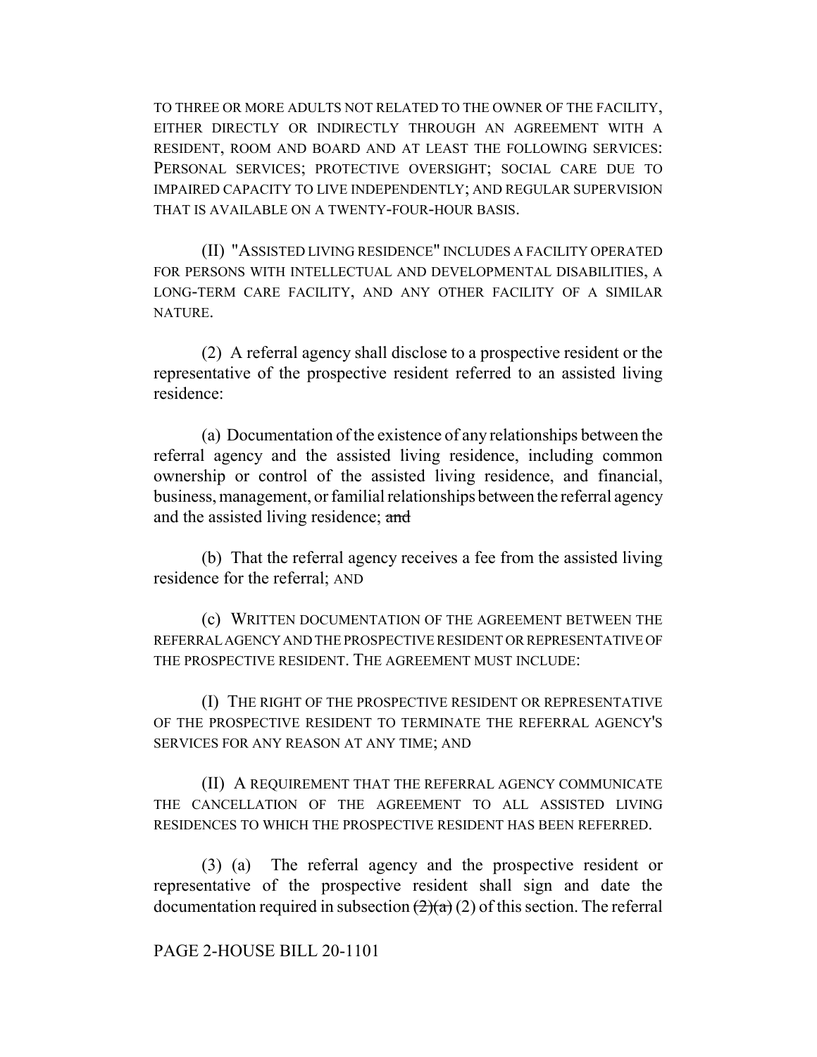TO THREE OR MORE ADULTS NOT RELATED TO THE OWNER OF THE FACILITY, EITHER DIRECTLY OR INDIRECTLY THROUGH AN AGREEMENT WITH A RESIDENT, ROOM AND BOARD AND AT LEAST THE FOLLOWING SERVICES: PERSONAL SERVICES; PROTECTIVE OVERSIGHT; SOCIAL CARE DUE TO IMPAIRED CAPACITY TO LIVE INDEPENDENTLY; AND REGULAR SUPERVISION THAT IS AVAILABLE ON A TWENTY-FOUR-HOUR BASIS.

(II) "ASSISTED LIVING RESIDENCE" INCLUDES A FACILITY OPERATED FOR PERSONS WITH INTELLECTUAL AND DEVELOPMENTAL DISABILITIES, A LONG-TERM CARE FACILITY, AND ANY OTHER FACILITY OF A SIMILAR NATURE.

(2) A referral agency shall disclose to a prospective resident or the representative of the prospective resident referred to an assisted living residence:

(a) Documentation of the existence of any relationships between the referral agency and the assisted living residence, including common ownership or control of the assisted living residence, and financial, business, management, or familial relationships between the referral agency and the assisted living residence; ~~and~~

(b) That the referral agency receives a fee from the assisted living residence for the referral; AND

(c) WRITTEN DOCUMENTATION OF THE AGREEMENT BETWEEN THE REFERRAL AGENCY AND THE PROSPECTIVE RESIDENT OR REPRESENTATIVE OF THE PROSPECTIVE RESIDENT. THE AGREEMENT MUST INCLUDE:

(I) THE RIGHT OF THE PROSPECTIVE RESIDENT OR REPRESENTATIVE OF THE PROSPECTIVE RESIDENT TO TERMINATE THE REFERRAL AGENCY'S SERVICES FOR ANY REASON AT ANY TIME; AND

(II) A REQUIREMENT THAT THE REFERRAL AGENCY COMMUNICATE THE CANCELLATION OF THE AGREEMENT TO ALL ASSISTED LIVING RESIDENCES TO WHICH THE PROSPECTIVE RESIDENT HAS BEEN REFERRED.

(3) (a) The referral agency and the prospective resident or representative of the prospective resident shall sign and date the documentation required in subsection ~~(2)(a)~~ (2) of this section. The referral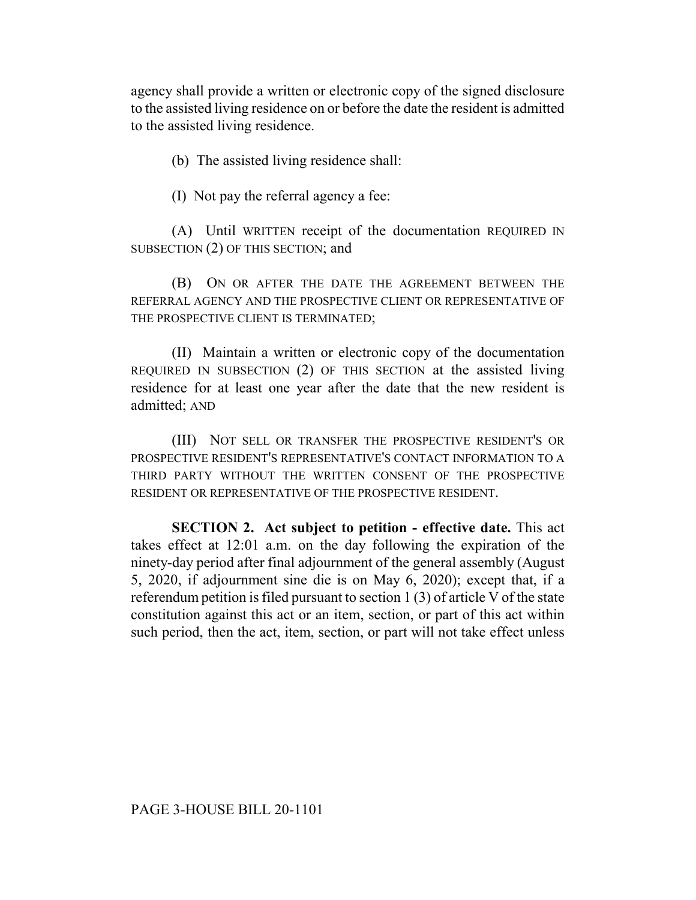agency shall provide a written or electronic copy of the signed disclosure to the assisted living residence on or before the date the resident is admitted to the assisted living residence.

(b) The assisted living residence shall:

(I) Not pay the referral agency a fee:

(A) Until WRITTEN receipt of the documentation REQUIRED IN SUBSECTION (2) OF THIS SECTION; and

(B) ON OR AFTER THE DATE THE AGREEMENT BETWEEN THE REFERRAL AGENCY AND THE PROSPECTIVE CLIENT OR REPRESENTATIVE OF THE PROSPECTIVE CLIENT IS TERMINATED;

(II) Maintain a written or electronic copy of the documentation REQUIRED IN SUBSECTION (2) OF THIS SECTION at the assisted living residence for at least one year after the date that the new resident is admitted; AND

(III) NOT SELL OR TRANSFER THE PROSPECTIVE RESIDENT'S OR PROSPECTIVE RESIDENT'S REPRESENTATIVE'S CONTACT INFORMATION TO A THIRD PARTY WITHOUT THE WRITTEN CONSENT OF THE PROSPECTIVE RESIDENT OR REPRESENTATIVE OF THE PROSPECTIVE RESIDENT.

**SECTION 2. Act subject to petition - effective date.** This act takes effect at 12:01 a.m. on the day following the expiration of the ninety-day period after final adjournment of the general assembly (August 5, 2020, if adjournment sine die is on May 6, 2020); except that, if a referendum petition is filed pursuant to section 1 (3) of article V of the state constitution against this act or an item, section, or part of this act within such period, then the act, item, section, or part will not take effect unless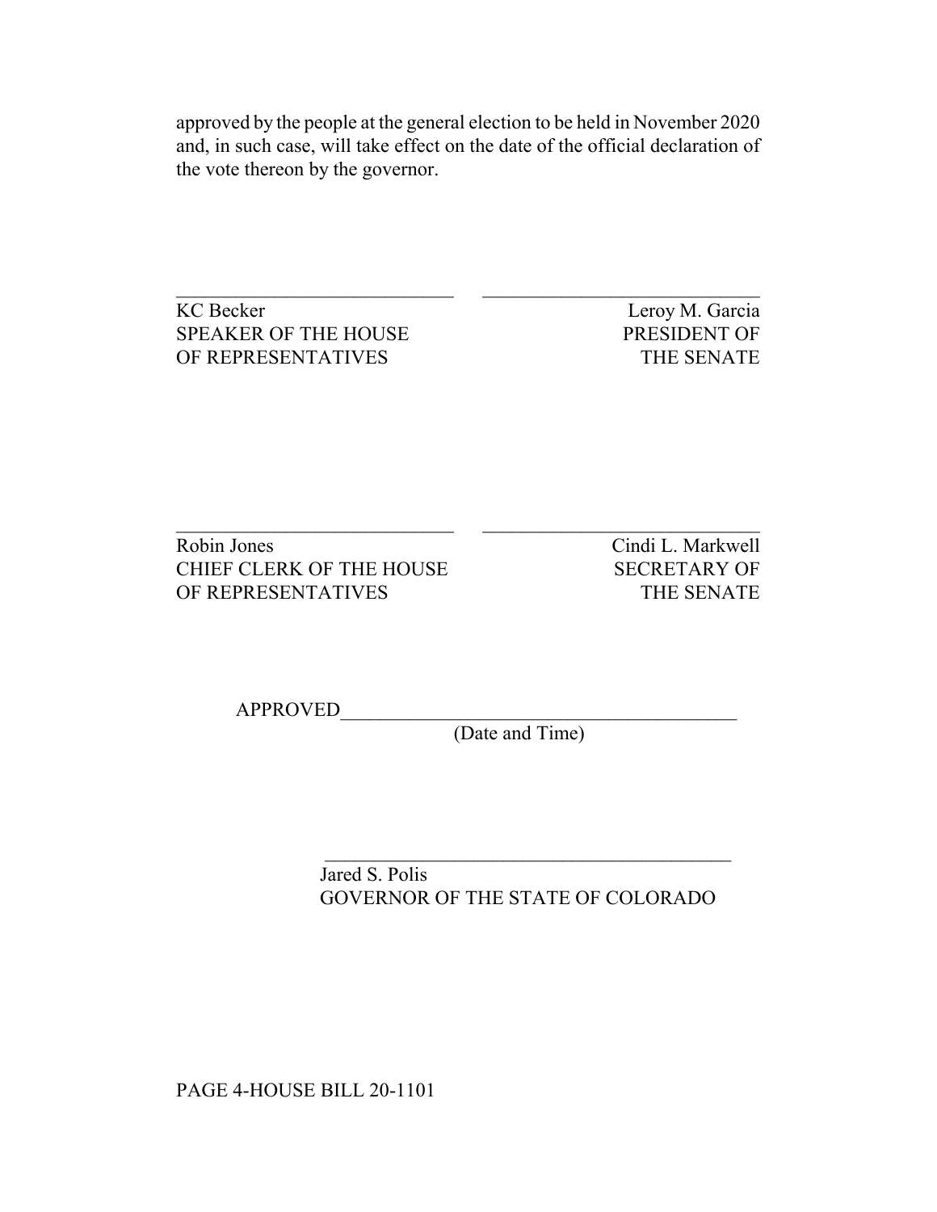approved by the people at the general election to be held in November 2020 and, in such case, will take effect on the date of the official declaration of the vote thereon by the governor.

| | |
|---|---|
| ____________________________ | ____________________________ |
| KC Becker | Leroy M. Garcia |
| SPEAKER OF THE HOUSE | PRESIDENT OF |
| OF REPRESENTATIVES | THE SENATE |

| | |
|---|---|
| ____________________________ | ____________________________ |
| Robin Jones | Cindi L. Markwell |
| CHIEF CLERK OF THE HOUSE | SECRETARY OF |
| OF REPRESENTATIVES | THE SENATE |

APPROVED________________________________________
(Date and Time)

_________________________________________
Jared S. Polis
GOVERNOR OF THE STATE OF COLORADO

PAGE 4-HOUSE BILL 20-1101